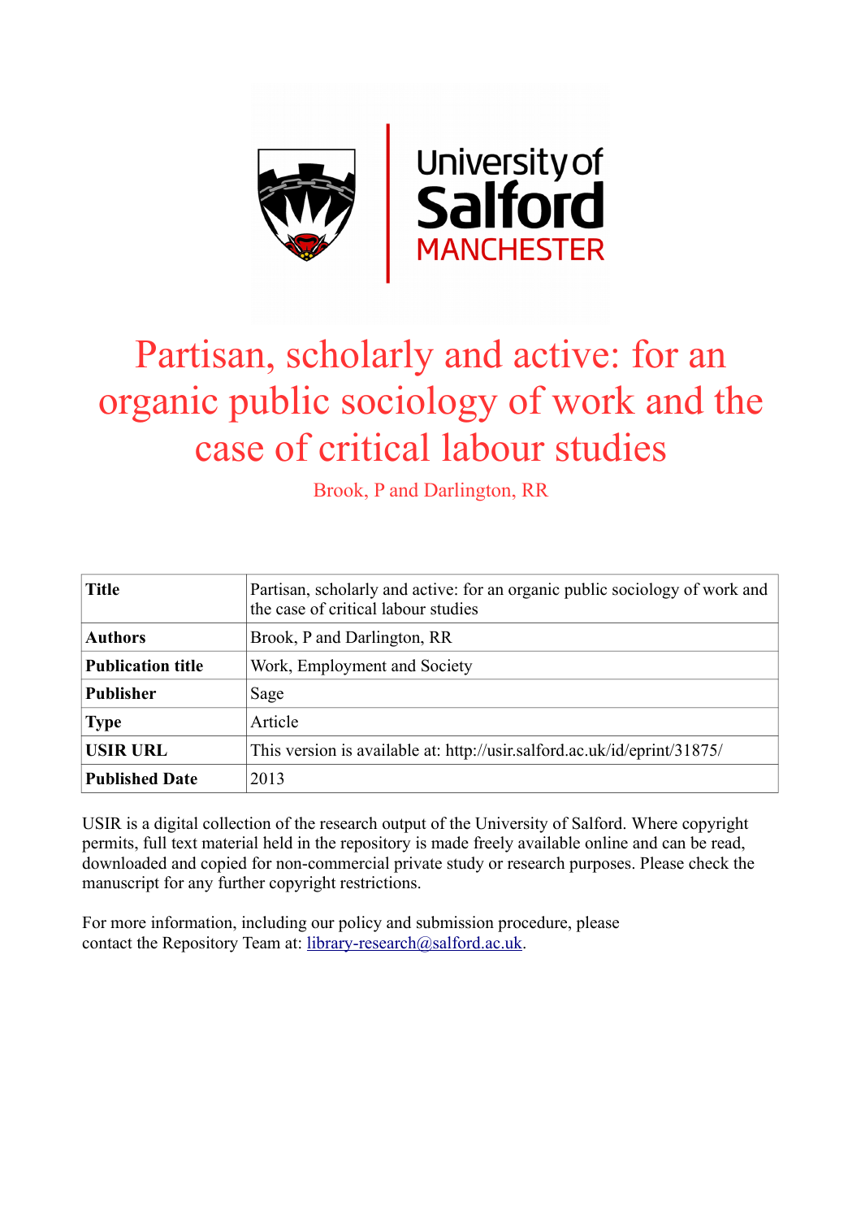University of Salford MANCHESTER

# Partisan, scholarly and active: for an organic public sociology of work and the case of critical labour studies

Brook, P and Darlington, RR

| | |
|---|---|
| **Title** | Partisan, scholarly and active: for an organic public sociology of work and the case of critical labour studies |
| **Authors** | Brook, P and Darlington, RR |
| **Publication title** | Work, Employment and Society |
| **Publisher** | Sage |
| **Type** | Article |
| **USIR URL** | This version is available at: http://usir.salford.ac.uk/id/eprint/31875/ |
| **Published Date** | 2013 |

USIR is a digital collection of the research output of the University of Salford. Where copyright permits, full text material held in the repository is made freely available online and can be read, downloaded and copied for non-commercial private study or research purposes. Please check the manuscript for any further copyright restrictions.

For more information, including our policy and submission procedure, please contact the Repository Team at: library-research@salford.ac.uk.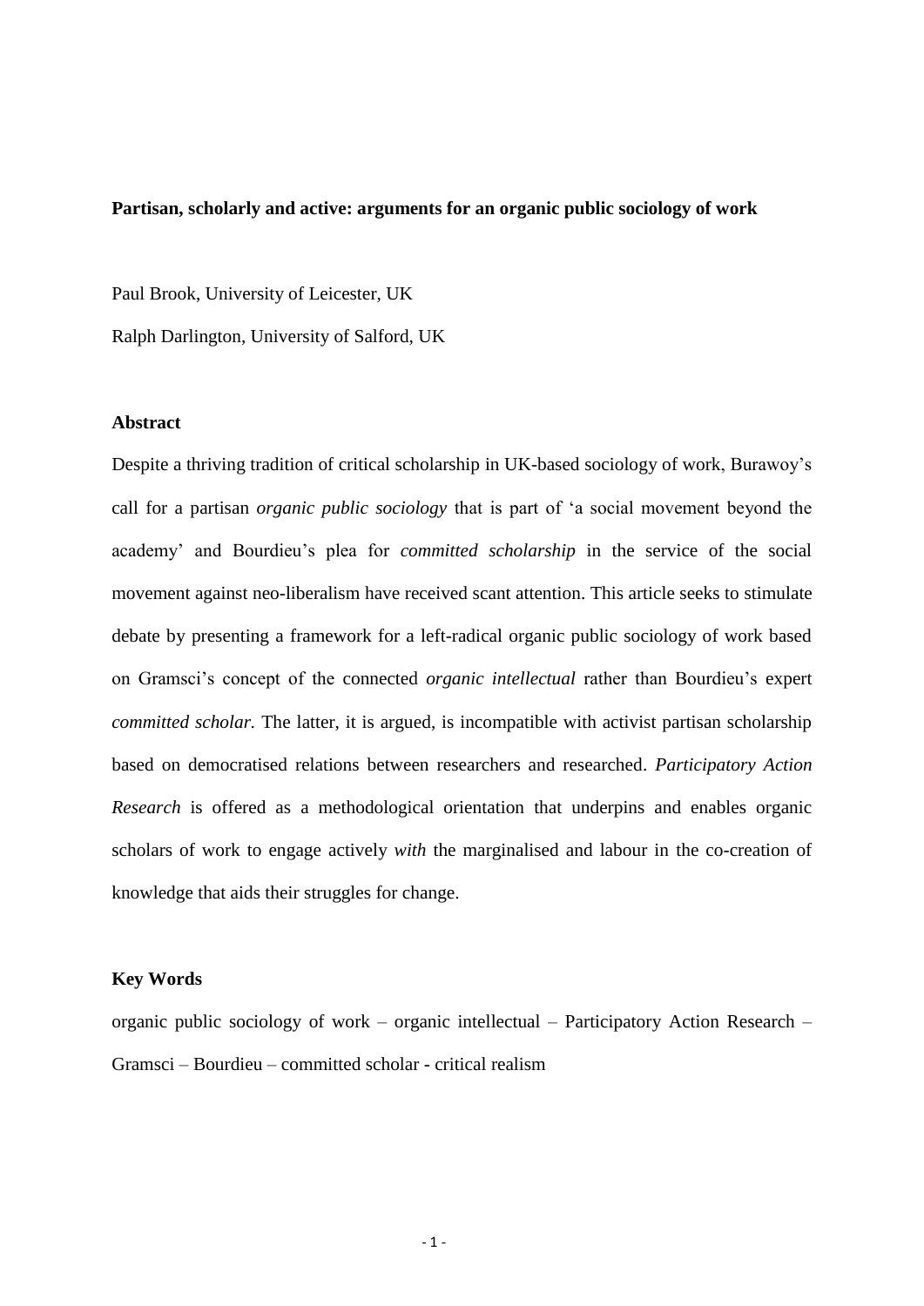**Partisan, scholarly and active: arguments for an organic public sociology of work**

Paul Brook, University of Leicester, UK

Ralph Darlington, University of Salford, UK

**Abstract**

Despite a thriving tradition of critical scholarship in UK-based sociology of work, Burawoy's call for a partisan *organic public sociology* that is part of 'a social movement beyond the academy' and Bourdieu's plea for *committed scholarship* in the service of the social movement against neo-liberalism have received scant attention. This article seeks to stimulate debate by presenting a framework for a left-radical organic public sociology of work based on Gramsci's concept of the connected *organic intellectual* rather than Bourdieu's expert *committed scholar.* The latter, it is argued, is incompatible with activist partisan scholarship based on democratised relations between researchers and researched. *Participatory Action Research* is offered as a methodological orientation that underpins and enables organic scholars of work to engage actively *with* the marginalised and labour in the co-creation of knowledge that aids their struggles for change.

**Key Words**

organic public sociology of work – organic intellectual – Participatory Action Research – Gramsci – Bourdieu – committed scholar - critical realism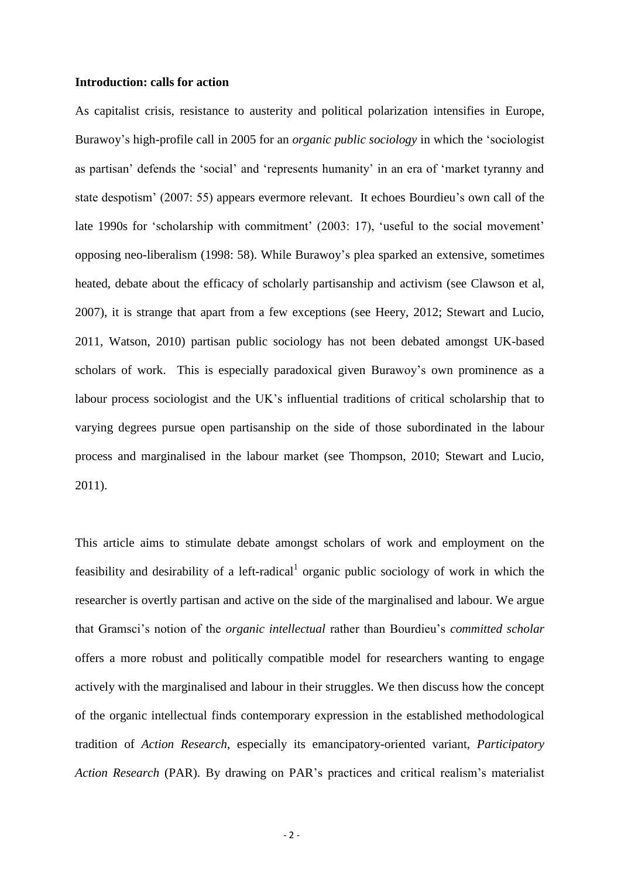**Introduction: calls for action**

As capitalist crisis, resistance to austerity and political polarization intensifies in Europe, Burawoy's high-profile call in 2005 for an *organic public sociology* in which the 'sociologist as partisan' defends the 'social' and 'represents humanity' in an era of 'market tyranny and state despotism' (2007: 55) appears evermore relevant. It echoes Bourdieu's own call of the late 1990s for 'scholarship with commitment' (2003: 17), 'useful to the social movement' opposing neo-liberalism (1998: 58). While Burawoy's plea sparked an extensive, sometimes heated, debate about the efficacy of scholarly partisanship and activism (see Clawson et al, 2007), it is strange that apart from a few exceptions (see Heery, 2012; Stewart and Lucio, 2011, Watson, 2010) partisan public sociology has not been debated amongst UK-based scholars of work. This is especially paradoxical given Burawoy's own prominence as a labour process sociologist and the UK's influential traditions of critical scholarship that to varying degrees pursue open partisanship on the side of those subordinated in the labour process and marginalised in the labour market (see Thompson, 2010; Stewart and Lucio, 2011).

This article aims to stimulate debate amongst scholars of work and employment on the feasibility and desirability of a left-radical[1] organic public sociology of work in which the researcher is overtly partisan and active on the side of the marginalised and labour. We argue that Gramsci's notion of the *organic intellectual* rather than Bourdieu's *committed scholar* offers a more robust and politically compatible model for researchers wanting to engage actively with the marginalised and labour in their struggles. We then discuss how the concept of the organic intellectual finds contemporary expression in the established methodological tradition of *Action Research*, especially its emancipatory-oriented variant, *Participatory Action Research* (PAR). By drawing on PAR's practices and critical realism's materialist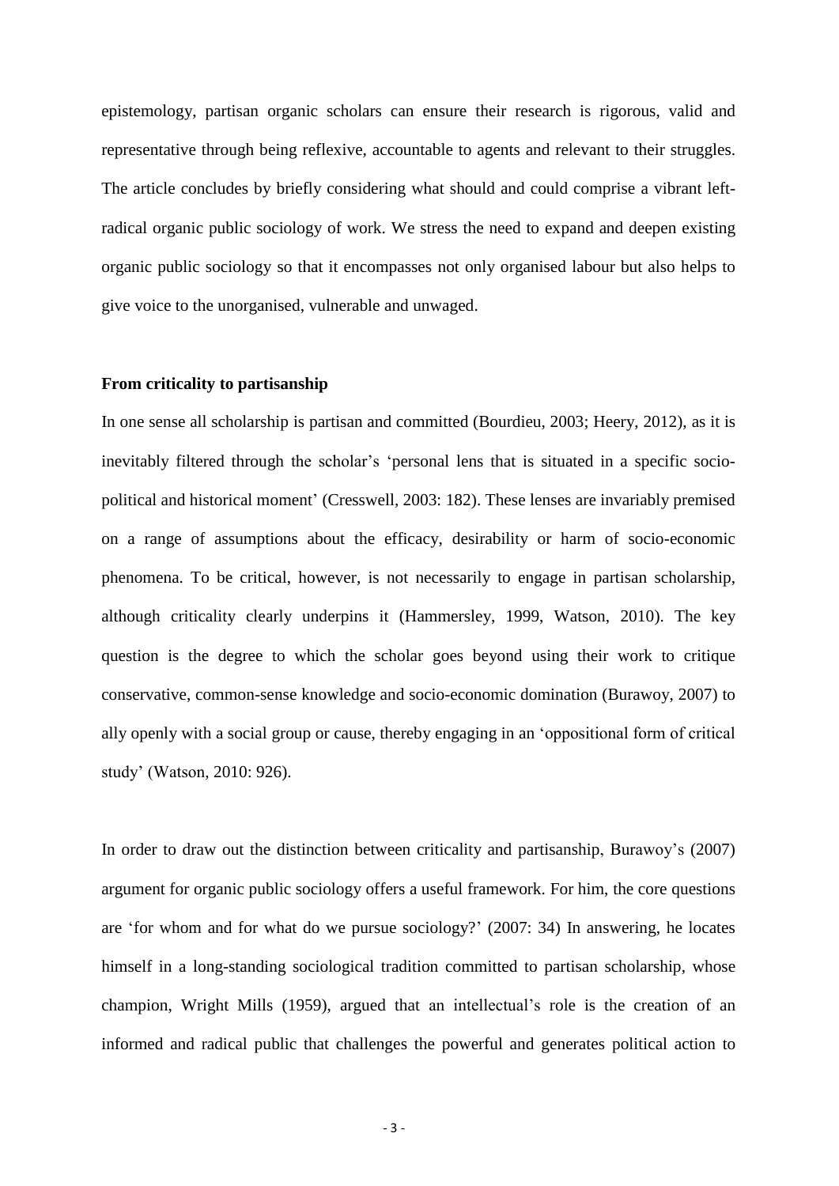epistemology, partisan organic scholars can ensure their research is rigorous, valid and representative through being reflexive, accountable to agents and relevant to their struggles. The article concludes by briefly considering what should and could comprise a vibrant left-radical organic public sociology of work. We stress the need to expand and deepen existing organic public sociology so that it encompasses not only organised labour but also helps to give voice to the unorganised, vulnerable and unwaged.

## From criticality to partisanship

In one sense all scholarship is partisan and committed (Bourdieu, 2003; Heery, 2012), as it is inevitably filtered through the scholar's 'personal lens that is situated in a specific socio-political and historical moment' (Cresswell, 2003: 182). These lenses are invariably premised on a range of assumptions about the efficacy, desirability or harm of socio-economic phenomena. To be critical, however, is not necessarily to engage in partisan scholarship, although criticality clearly underpins it (Hammersley, 1999, Watson, 2010). The key question is the degree to which the scholar goes beyond using their work to critique conservative, common-sense knowledge and socio-economic domination (Burawoy, 2007) to ally openly with a social group or cause, thereby engaging in an 'oppositional form of critical study' (Watson, 2010: 926).

In order to draw out the distinction between criticality and partisanship, Burawoy's (2007) argument for organic public sociology offers a useful framework. For him, the core questions are 'for whom and for what do we pursue sociology?' (2007: 34) In answering, he locates himself in a long-standing sociological tradition committed to partisan scholarship, whose champion, Wright Mills (1959), argued that an intellectual's role is the creation of an informed and radical public that challenges the powerful and generates political action to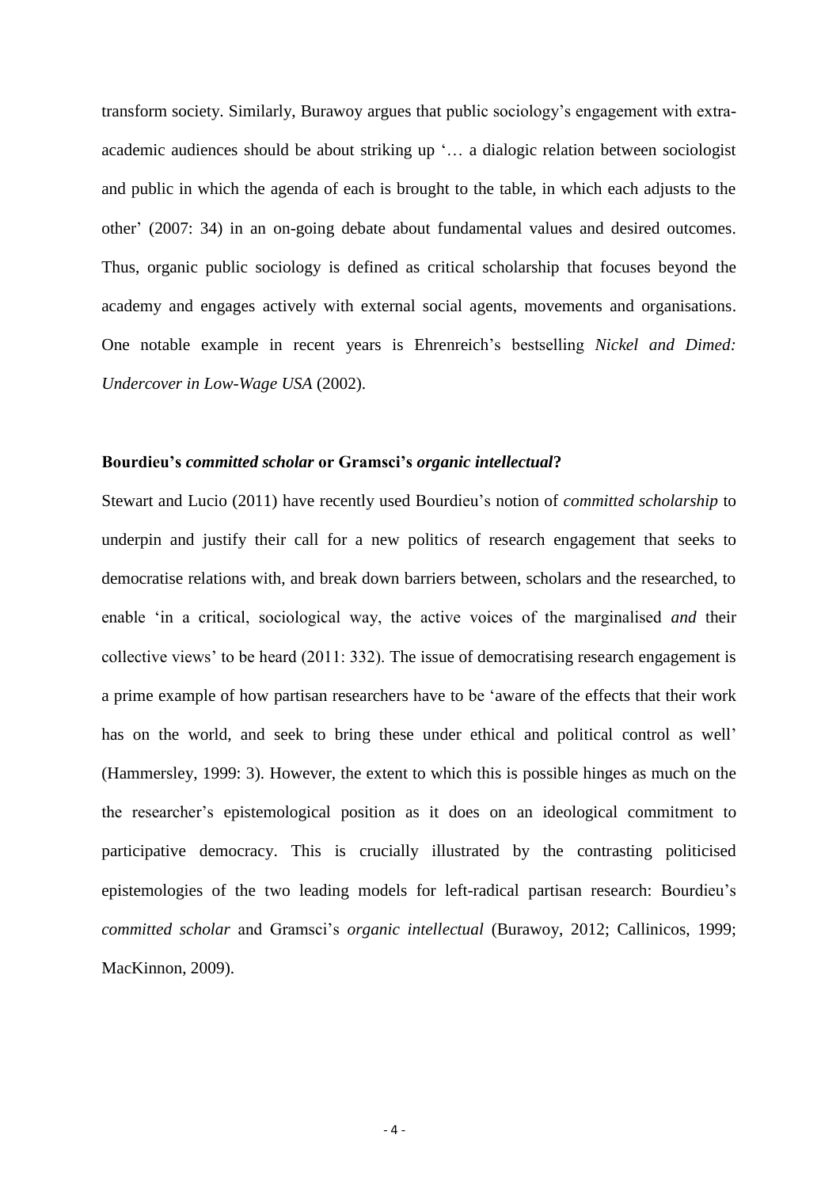transform society. Similarly, Burawoy argues that public sociology's engagement with extra-academic audiences should be about striking up '… a dialogic relation between sociologist and public in which the agenda of each is brought to the table, in which each adjusts to the other' (2007: 34) in an on-going debate about fundamental values and desired outcomes. Thus, organic public sociology is defined as critical scholarship that focuses beyond the academy and engages actively with external social agents, movements and organisations. One notable example in recent years is Ehrenreich's bestselling *Nickel and Dimed: Undercover in Low-Wage USA* (2002).

**Bourdieu's *committed scholar* or Gramsci's *organic intellectual*?**

Stewart and Lucio (2011) have recently used Bourdieu's notion of *committed scholarship* to underpin and justify their call for a new politics of research engagement that seeks to democratise relations with, and break down barriers between, scholars and the researched, to enable 'in a critical, sociological way, the active voices of the marginalised *and* their collective views' to be heard (2011: 332). The issue of democratising research engagement is a prime example of how partisan researchers have to be 'aware of the effects that their work has on the world, and seek to bring these under ethical and political control as well' (Hammersley, 1999: 3). However, the extent to which this is possible hinges as much on the the researcher's epistemological position as it does on an ideological commitment to participative democracy. This is crucially illustrated by the contrasting politicised epistemologies of the two leading models for left-radical partisan research: Bourdieu's *committed scholar* and Gramsci's *organic intellectual* (Burawoy, 2012; Callinicos, 1999; MacKinnon, 2009).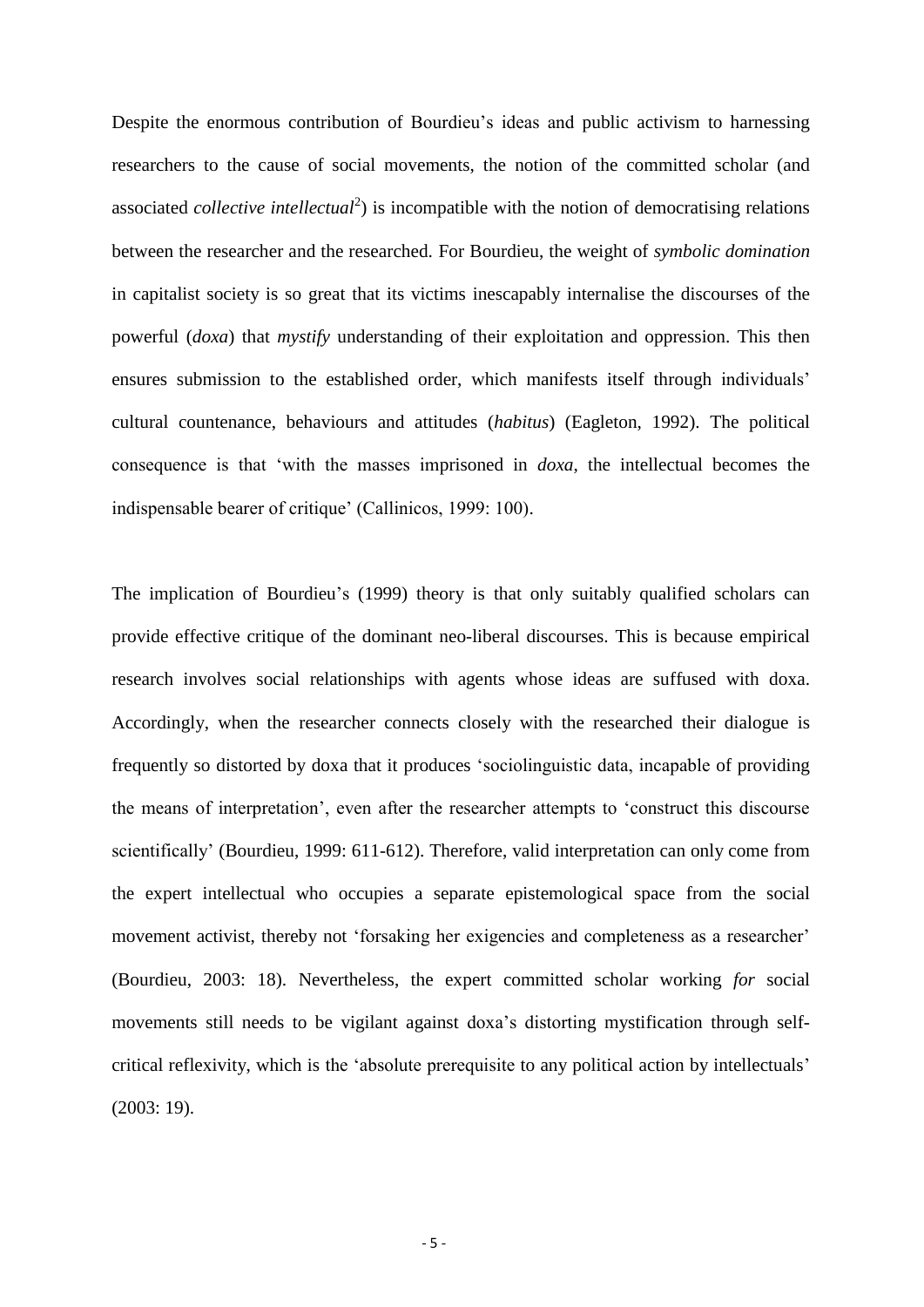Despite the enormous contribution of Bourdieu's ideas and public activism to harnessing researchers to the cause of social movements, the notion of the committed scholar (and associated *collective intellectual*[2]) is incompatible with the notion of democratising relations between the researcher and the researched. For Bourdieu, the weight of *symbolic domination* in capitalist society is so great that its victims inescapably internalise the discourses of the powerful (*doxa*) that *mystify* understanding of their exploitation and oppression. This then ensures submission to the established order, which manifests itself through individuals' cultural countenance, behaviours and attitudes (*habitus*) (Eagleton, 1992). The political consequence is that 'with the masses imprisoned in *doxa*, the intellectual becomes the indispensable bearer of critique' (Callinicos, 1999: 100).

The implication of Bourdieu's (1999) theory is that only suitably qualified scholars can provide effective critique of the dominant neo-liberal discourses. This is because empirical research involves social relationships with agents whose ideas are suffused with doxa. Accordingly, when the researcher connects closely with the researched their dialogue is frequently so distorted by doxa that it produces 'sociolinguistic data, incapable of providing the means of interpretation', even after the researcher attempts to 'construct this discourse scientifically' (Bourdieu, 1999: 611-612). Therefore, valid interpretation can only come from the expert intellectual who occupies a separate epistemological space from the social movement activist, thereby not 'forsaking her exigencies and completeness as a researcher' (Bourdieu, 2003: 18). Nevertheless, the expert committed scholar working *for* social movements still needs to be vigilant against doxa's distorting mystification through self-critical reflexivity, which is the 'absolute prerequisite to any political action by intellectuals' (2003: 19).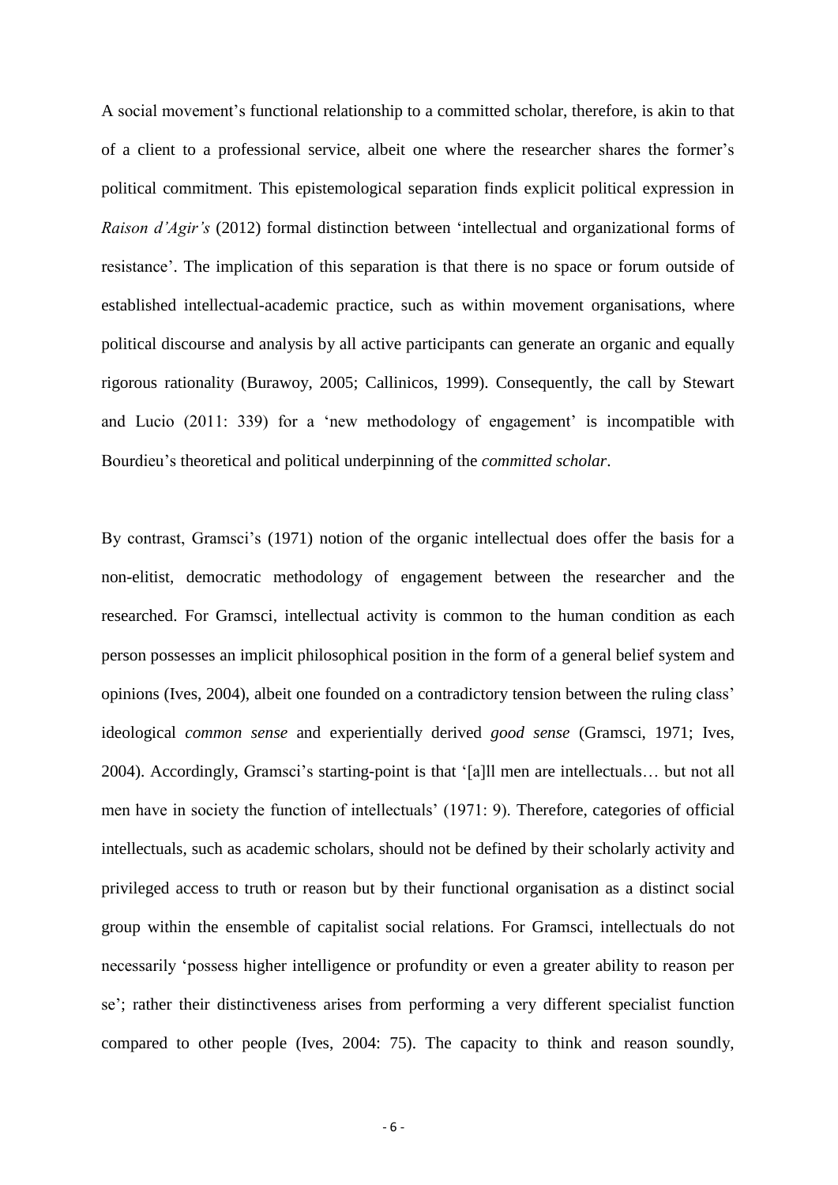A social movement's functional relationship to a committed scholar, therefore, is akin to that of a client to a professional service, albeit one where the researcher shares the former's political commitment. This epistemological separation finds explicit political expression in *Raison d'Agir's* (2012) formal distinction between 'intellectual and organizational forms of resistance'. The implication of this separation is that there is no space or forum outside of established intellectual-academic practice, such as within movement organisations, where political discourse and analysis by all active participants can generate an organic and equally rigorous rationality (Burawoy, 2005; Callinicos, 1999). Consequently, the call by Stewart and Lucio (2011: 339) for a 'new methodology of engagement' is incompatible with Bourdieu's theoretical and political underpinning of the *committed scholar*.

By contrast, Gramsci's (1971) notion of the organic intellectual does offer the basis for a non-elitist, democratic methodology of engagement between the researcher and the researched. For Gramsci, intellectual activity is common to the human condition as each person possesses an implicit philosophical position in the form of a general belief system and opinions (Ives, 2004), albeit one founded on a contradictory tension between the ruling class' ideological *common sense* and experientially derived *good sense* (Gramsci, 1971; Ives, 2004). Accordingly, Gramsci's starting-point is that '[a]ll men are intellectuals… but not all men have in society the function of intellectuals' (1971: 9). Therefore, categories of official intellectuals, such as academic scholars, should not be defined by their scholarly activity and privileged access to truth or reason but by their functional organisation as a distinct social group within the ensemble of capitalist social relations. For Gramsci, intellectuals do not necessarily 'possess higher intelligence or profundity or even a greater ability to reason per se'; rather their distinctiveness arises from performing a very different specialist function compared to other people (Ives, 2004: 75). The capacity to think and reason soundly,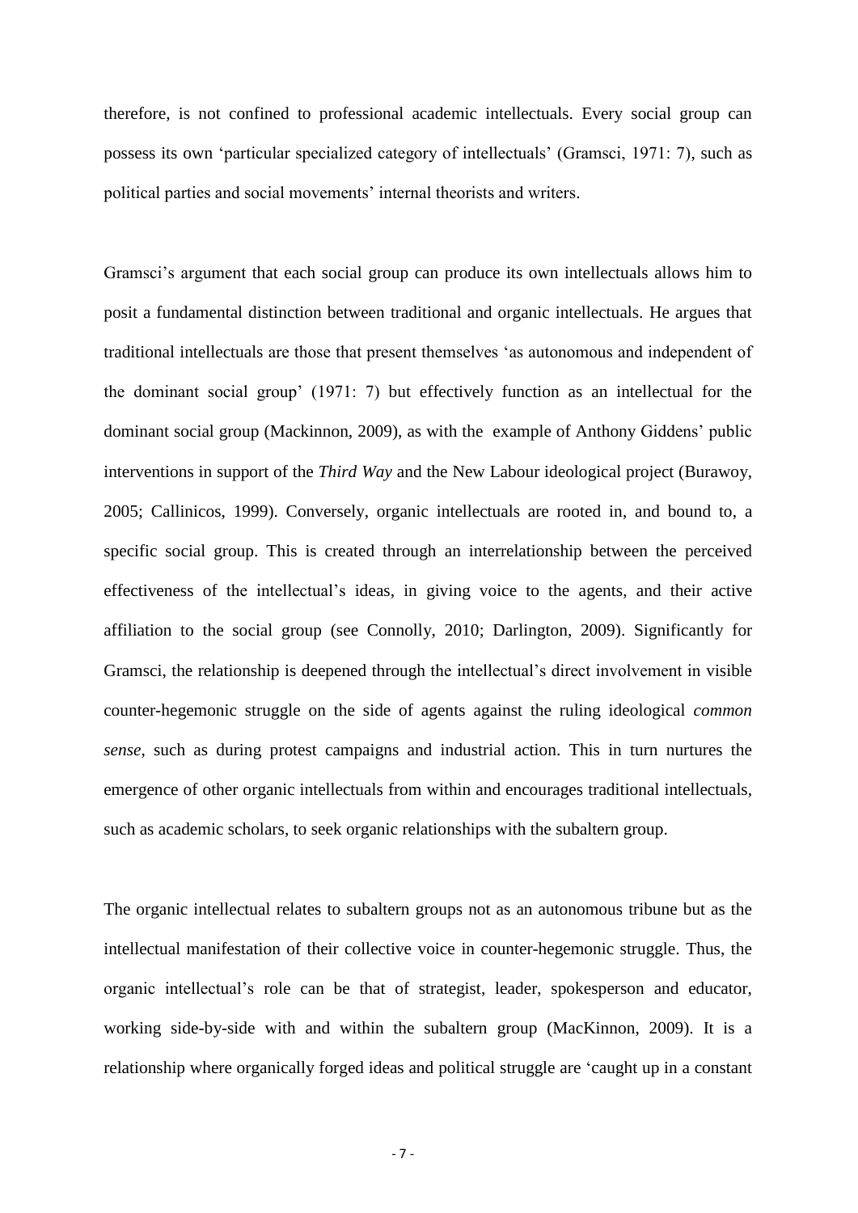therefore, is not confined to professional academic intellectuals. Every social group can possess its own 'particular specialized category of intellectuals' (Gramsci, 1971: 7), such as political parties and social movements' internal theorists and writers.

Gramsci's argument that each social group can produce its own intellectuals allows him to posit a fundamental distinction between traditional and organic intellectuals. He argues that traditional intellectuals are those that present themselves 'as autonomous and independent of the dominant social group' (1971: 7) but effectively function as an intellectual for the dominant social group (Mackinnon, 2009), as with the example of Anthony Giddens' public interventions in support of the *Third Way* and the New Labour ideological project (Burawoy, 2005; Callinicos, 1999). Conversely, organic intellectuals are rooted in, and bound to, a specific social group. This is created through an interrelationship between the perceived effectiveness of the intellectual's ideas, in giving voice to the agents, and their active affiliation to the social group (see Connolly, 2010; Darlington, 2009). Significantly for Gramsci, the relationship is deepened through the intellectual's direct involvement in visible counter-hegemonic struggle on the side of agents against the ruling ideological *common sense,* such as during protest campaigns and industrial action. This in turn nurtures the emergence of other organic intellectuals from within and encourages traditional intellectuals, such as academic scholars, to seek organic relationships with the subaltern group.

The organic intellectual relates to subaltern groups not as an autonomous tribune but as the intellectual manifestation of their collective voice in counter-hegemonic struggle. Thus, the organic intellectual's role can be that of strategist, leader, spokesperson and educator, working side-by-side with and within the subaltern group (MacKinnon, 2009). It is a relationship where organically forged ideas and political struggle are 'caught up in a constant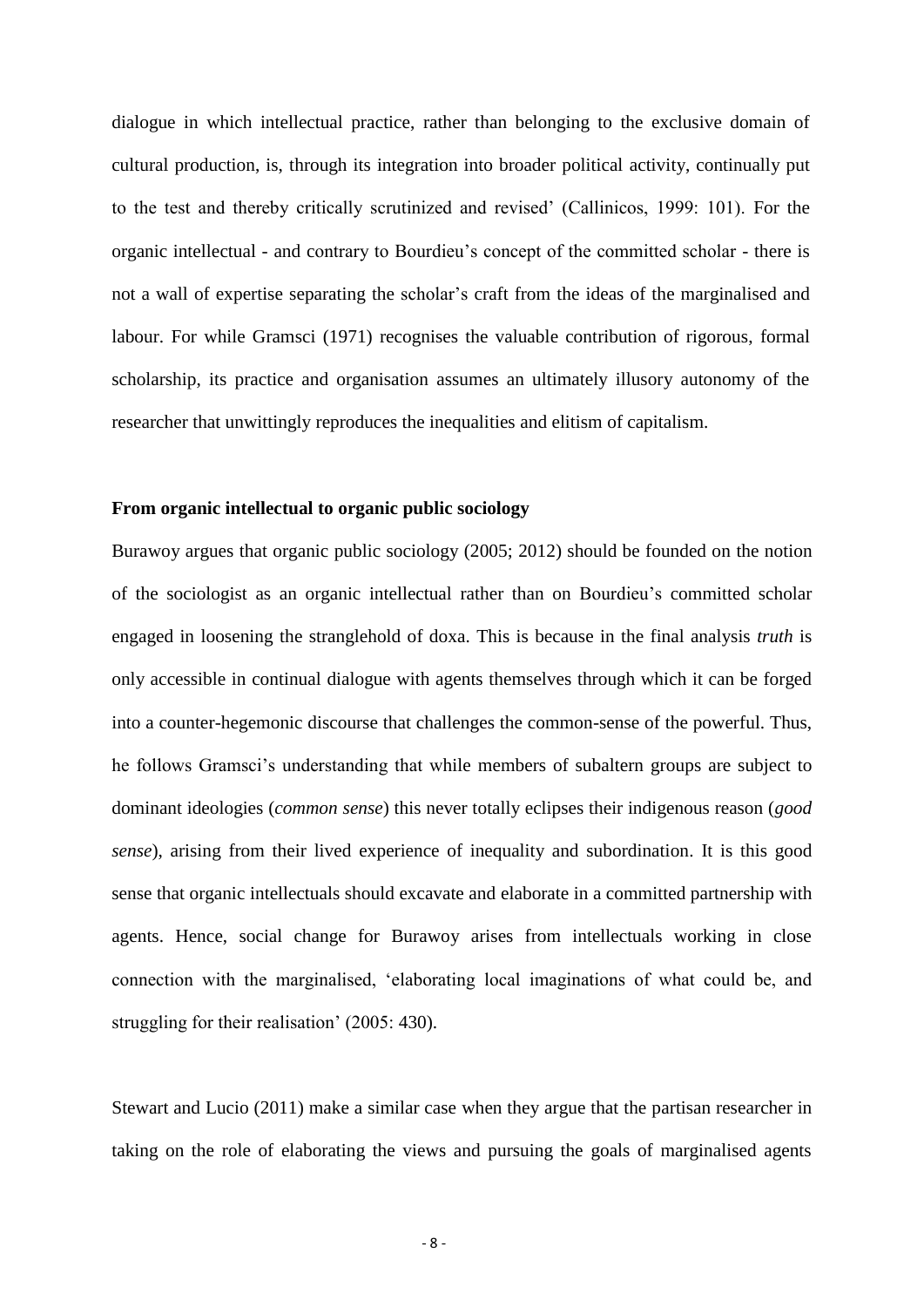dialogue in which intellectual practice, rather than belonging to the exclusive domain of cultural production, is, through its integration into broader political activity, continually put to the test and thereby critically scrutinized and revised' (Callinicos, 1999: 101). For the organic intellectual - and contrary to Bourdieu's concept of the committed scholar - there is not a wall of expertise separating the scholar's craft from the ideas of the marginalised and labour. For while Gramsci (1971) recognises the valuable contribution of rigorous, formal scholarship, its practice and organisation assumes an ultimately illusory autonomy of the researcher that unwittingly reproduces the inequalities and elitism of capitalism.

**From organic intellectual to organic public sociology**

Burawoy argues that organic public sociology (2005; 2012) should be founded on the notion of the sociologist as an organic intellectual rather than on Bourdieu's committed scholar engaged in loosening the stranglehold of doxa. This is because in the final analysis *truth* is only accessible in continual dialogue with agents themselves through which it can be forged into a counter-hegemonic discourse that challenges the common-sense of the powerful. Thus, he follows Gramsci's understanding that while members of subaltern groups are subject to dominant ideologies (*common sense*) this never totally eclipses their indigenous reason (*good sense*), arising from their lived experience of inequality and subordination. It is this good sense that organic intellectuals should excavate and elaborate in a committed partnership with agents. Hence, social change for Burawoy arises from intellectuals working in close connection with the marginalised, 'elaborating local imaginations of what could be, and struggling for their realisation' (2005: 430).

Stewart and Lucio (2011) make a similar case when they argue that the partisan researcher in taking on the role of elaborating the views and pursuing the goals of marginalised agents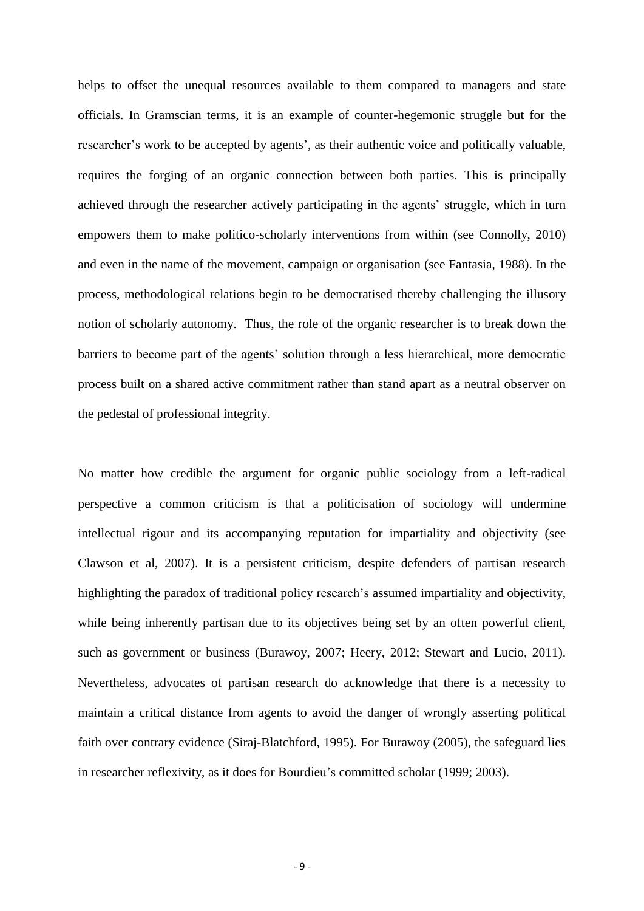helps to offset the unequal resources available to them compared to managers and state officials. In Gramscian terms, it is an example of counter-hegemonic struggle but for the researcher's work to be accepted by agents', as their authentic voice and politically valuable, requires the forging of an organic connection between both parties. This is principally achieved through the researcher actively participating in the agents' struggle, which in turn empowers them to make politico-scholarly interventions from within (see Connolly, 2010) and even in the name of the movement, campaign or organisation (see Fantasia, 1988). In the process, methodological relations begin to be democratised thereby challenging the illusory notion of scholarly autonomy. Thus, the role of the organic researcher is to break down the barriers to become part of the agents' solution through a less hierarchical, more democratic process built on a shared active commitment rather than stand apart as a neutral observer on the pedestal of professional integrity.

No matter how credible the argument for organic public sociology from a left-radical perspective a common criticism is that a politicisation of sociology will undermine intellectual rigour and its accompanying reputation for impartiality and objectivity (see Clawson et al, 2007). It is a persistent criticism, despite defenders of partisan research highlighting the paradox of traditional policy research's assumed impartiality and objectivity, while being inherently partisan due to its objectives being set by an often powerful client, such as government or business (Burawoy, 2007; Heery, 2012; Stewart and Lucio, 2011). Nevertheless, advocates of partisan research do acknowledge that there is a necessity to maintain a critical distance from agents to avoid the danger of wrongly asserting political faith over contrary evidence (Siraj-Blatchford, 1995). For Burawoy (2005), the safeguard lies in researcher reflexivity, as it does for Bourdieu's committed scholar (1999; 2003).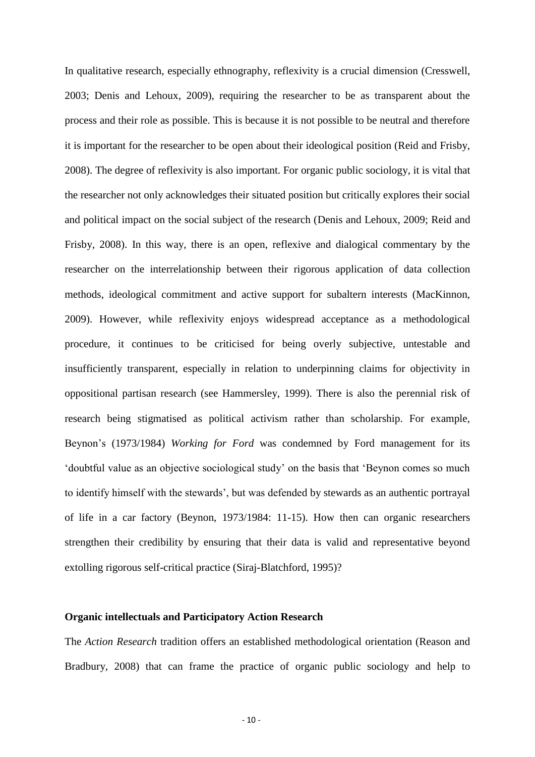In qualitative research, especially ethnography, reflexivity is a crucial dimension (Cresswell, 2003; Denis and Lehoux, 2009), requiring the researcher to be as transparent about the process and their role as possible. This is because it is not possible to be neutral and therefore it is important for the researcher to be open about their ideological position (Reid and Frisby, 2008). The degree of reflexivity is also important. For organic public sociology, it is vital that the researcher not only acknowledges their situated position but critically explores their social and political impact on the social subject of the research (Denis and Lehoux, 2009; Reid and Frisby, 2008). In this way, there is an open, reflexive and dialogical commentary by the researcher on the interrelationship between their rigorous application of data collection methods, ideological commitment and active support for subaltern interests (MacKinnon, 2009). However, while reflexivity enjoys widespread acceptance as a methodological procedure, it continues to be criticised for being overly subjective, untestable and insufficiently transparent, especially in relation to underpinning claims for objectivity in oppositional partisan research (see Hammersley, 1999). There is also the perennial risk of research being stigmatised as political activism rather than scholarship. For example, Beynon's (1973/1984) *Working for Ford* was condemned by Ford management for its 'doubtful value as an objective sociological study' on the basis that 'Beynon comes so much to identify himself with the stewards', but was defended by stewards as an authentic portrayal of life in a car factory (Beynon, 1973/1984: 11-15). How then can organic researchers strengthen their credibility by ensuring that their data is valid and representative beyond extolling rigorous self-critical practice (Siraj-Blatchford, 1995)?

**Organic intellectuals and Participatory Action Research**

The *Action Research* tradition offers an established methodological orientation (Reason and Bradbury, 2008) that can frame the practice of organic public sociology and help to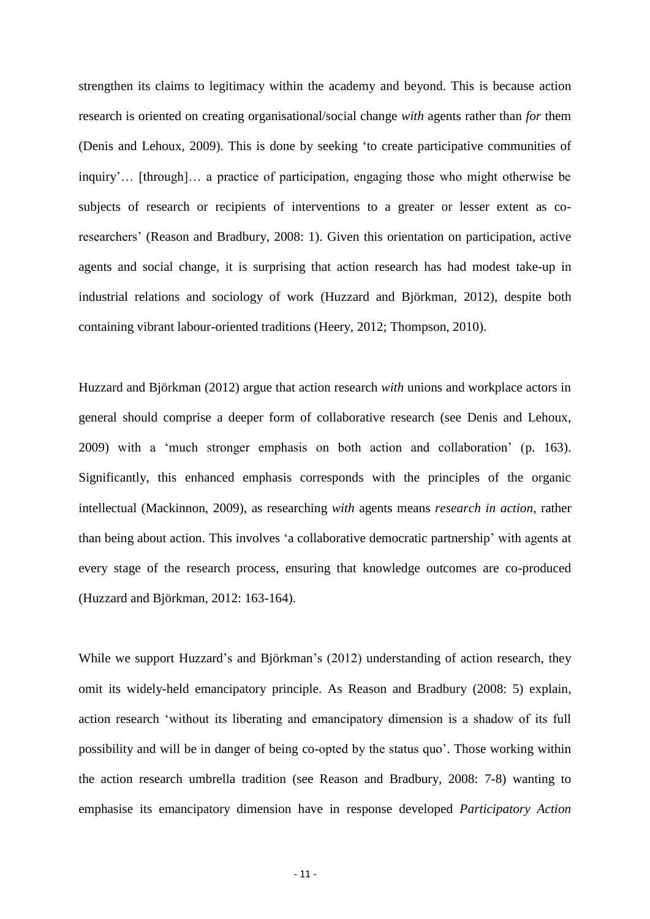strengthen its claims to legitimacy within the academy and beyond. This is because action research is oriented on creating organisational/social change *with* agents rather than *for* them (Denis and Lehoux, 2009). This is done by seeking 'to create participative communities of inquiry'… [through]… a practice of participation, engaging those who might otherwise be subjects of research or recipients of interventions to a greater or lesser extent as co-researchers' (Reason and Bradbury, 2008: 1). Given this orientation on participation, active agents and social change, it is surprising that action research has had modest take-up in industrial relations and sociology of work (Huzzard and Björkman, 2012), despite both containing vibrant labour-oriented traditions (Heery, 2012; Thompson, 2010).

Huzzard and Björkman (2012) argue that action research *with* unions and workplace actors in general should comprise a deeper form of collaborative research (see Denis and Lehoux, 2009) with a 'much stronger emphasis on both action and collaboration' (p. 163). Significantly, this enhanced emphasis corresponds with the principles of the organic intellectual (Mackinnon, 2009), as researching *with* agents means *research in action*, rather than being about action. This involves 'a collaborative democratic partnership' with agents at every stage of the research process, ensuring that knowledge outcomes are co-produced (Huzzard and Björkman, 2012: 163-164).

While we support Huzzard's and Björkman's (2012) understanding of action research, they omit its widely-held emancipatory principle. As Reason and Bradbury (2008: 5) explain, action research 'without its liberating and emancipatory dimension is a shadow of its full possibility and will be in danger of being co-opted by the status quo'. Those working within the action research umbrella tradition (see Reason and Bradbury, 2008: 7-8) wanting to emphasise its emancipatory dimension have in response developed *Participatory Action*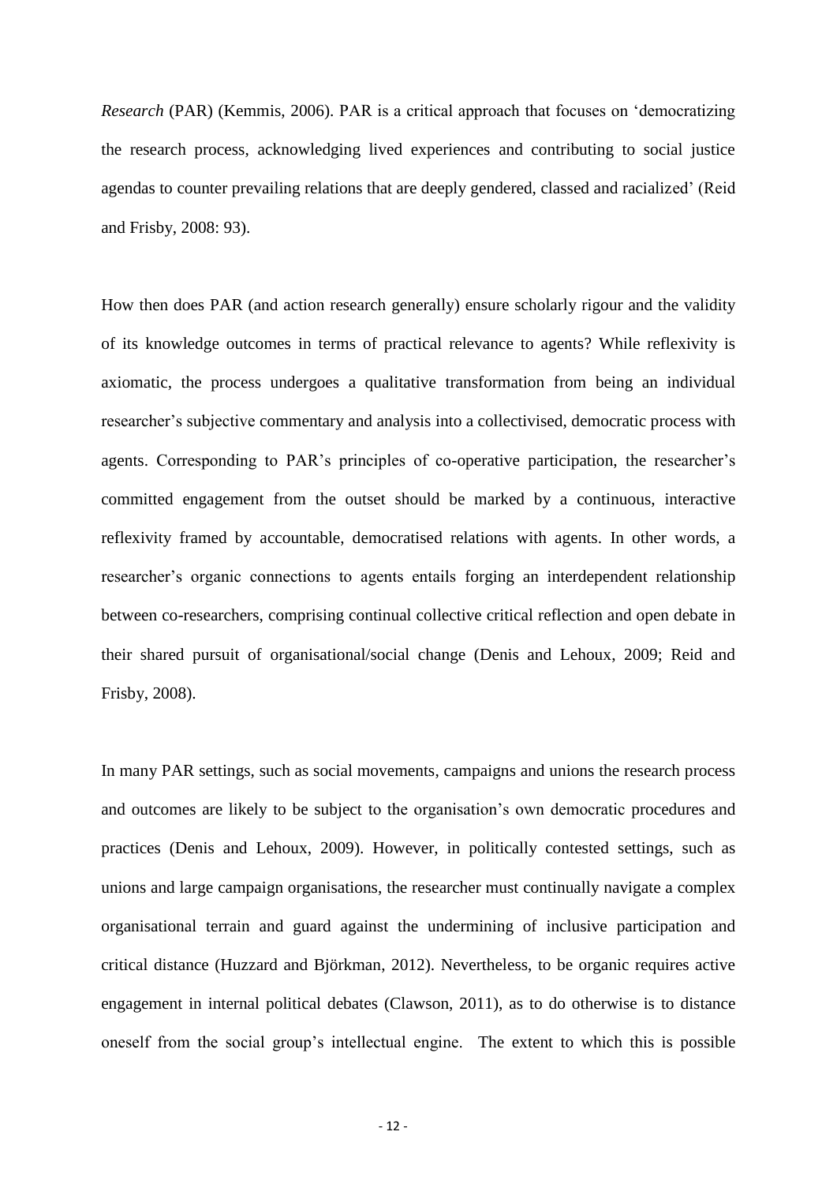*Research* (PAR) (Kemmis, 2006). PAR is a critical approach that focuses on 'democratizing the research process, acknowledging lived experiences and contributing to social justice agendas to counter prevailing relations that are deeply gendered, classed and racialized' (Reid and Frisby, 2008: 93).

How then does PAR (and action research generally) ensure scholarly rigour and the validity of its knowledge outcomes in terms of practical relevance to agents? While reflexivity is axiomatic, the process undergoes a qualitative transformation from being an individual researcher's subjective commentary and analysis into a collectivised, democratic process with agents. Corresponding to PAR's principles of co-operative participation, the researcher's committed engagement from the outset should be marked by a continuous, interactive reflexivity framed by accountable, democratised relations with agents. In other words, a researcher's organic connections to agents entails forging an interdependent relationship between co-researchers, comprising continual collective critical reflection and open debate in their shared pursuit of organisational/social change (Denis and Lehoux, 2009; Reid and Frisby, 2008).

In many PAR settings, such as social movements, campaigns and unions the research process and outcomes are likely to be subject to the organisation's own democratic procedures and practices (Denis and Lehoux, 2009). However, in politically contested settings, such as unions and large campaign organisations, the researcher must continually navigate a complex organisational terrain and guard against the undermining of inclusive participation and critical distance (Huzzard and Björkman, 2012). Nevertheless, to be organic requires active engagement in internal political debates (Clawson, 2011), as to do otherwise is to distance oneself from the social group's intellectual engine. The extent to which this is possible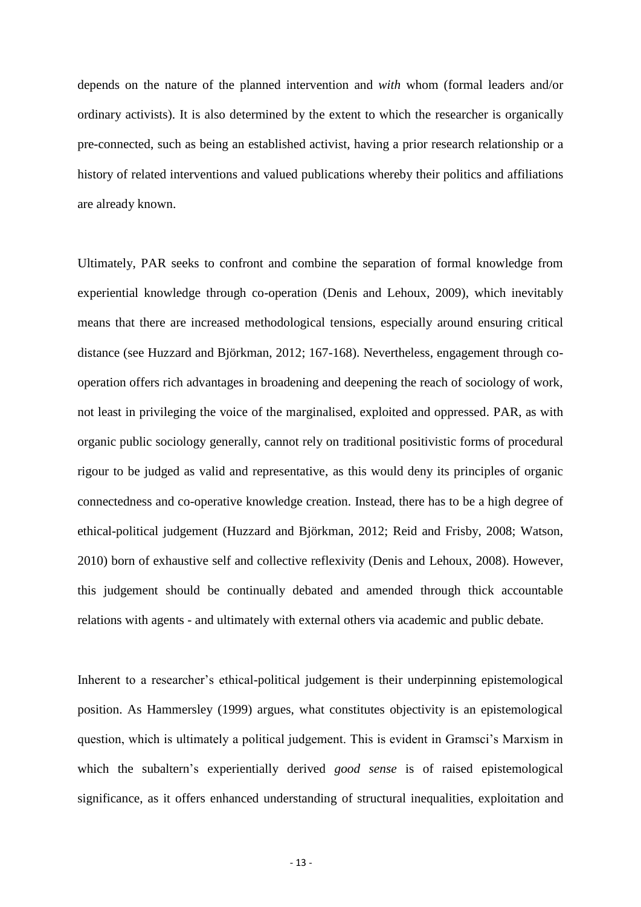depends on the nature of the planned intervention and *with* whom (formal leaders and/or ordinary activists). It is also determined by the extent to which the researcher is organically pre-connected, such as being an established activist, having a prior research relationship or a history of related interventions and valued publications whereby their politics and affiliations are already known.

Ultimately, PAR seeks to confront and combine the separation of formal knowledge from experiential knowledge through co-operation (Denis and Lehoux, 2009), which inevitably means that there are increased methodological tensions, especially around ensuring critical distance (see Huzzard and Björkman, 2012; 167-168). Nevertheless, engagement through co-operation offers rich advantages in broadening and deepening the reach of sociology of work, not least in privileging the voice of the marginalised, exploited and oppressed. PAR, as with organic public sociology generally, cannot rely on traditional positivistic forms of procedural rigour to be judged as valid and representative, as this would deny its principles of organic connectedness and co-operative knowledge creation. Instead, there has to be a high degree of ethical-political judgement (Huzzard and Björkman, 2012; Reid and Frisby, 2008; Watson, 2010) born of exhaustive self and collective reflexivity (Denis and Lehoux, 2008). However, this judgement should be continually debated and amended through thick accountable relations with agents - and ultimately with external others via academic and public debate.

Inherent to a researcher's ethical-political judgement is their underpinning epistemological position. As Hammersley (1999) argues, what constitutes objectivity is an epistemological question, which is ultimately a political judgement. This is evident in Gramsci's Marxism in which the subaltern's experientially derived *good sense* is of raised epistemological significance, as it offers enhanced understanding of structural inequalities, exploitation and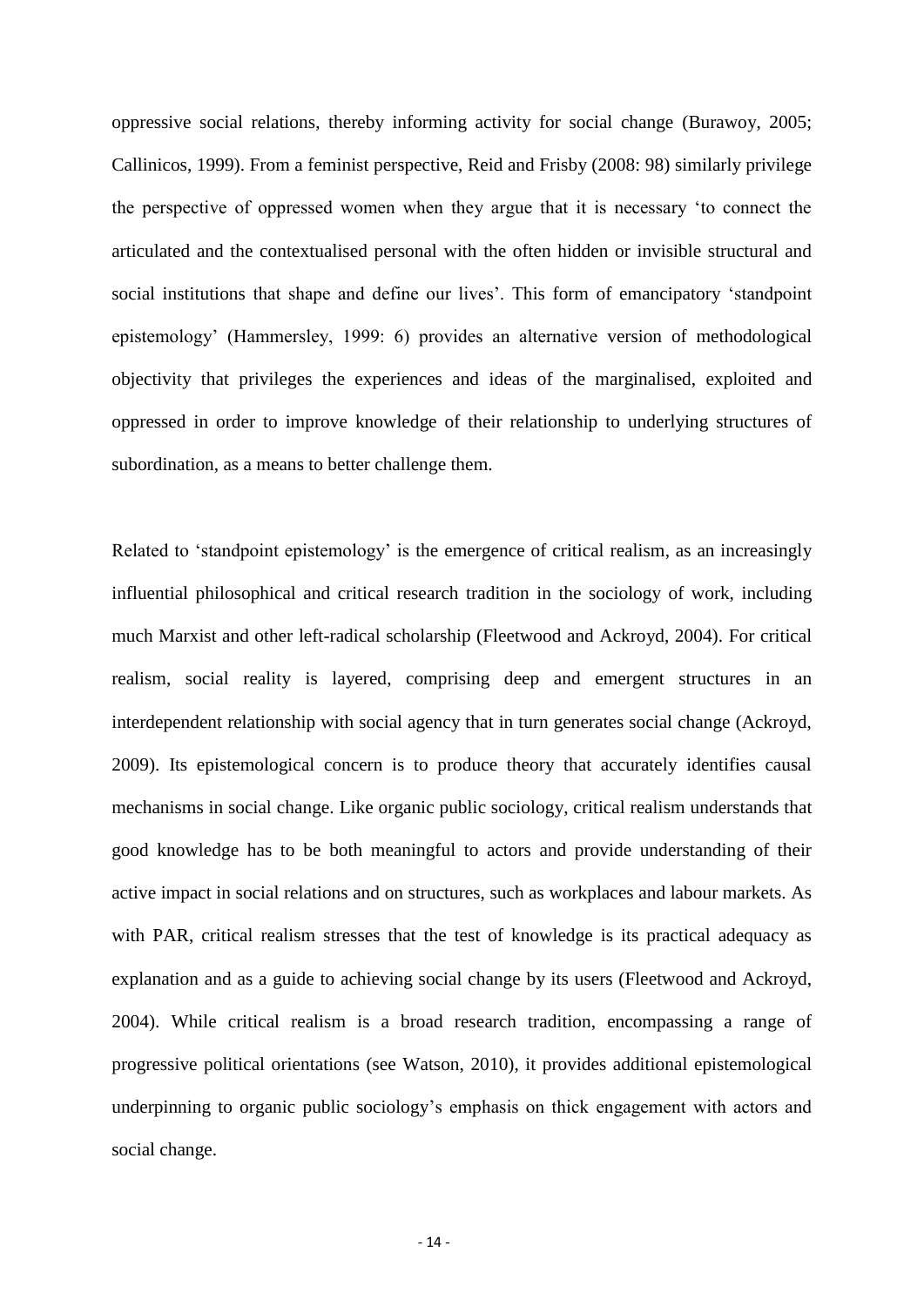oppressive social relations, thereby informing activity for social change (Burawoy, 2005; Callinicos, 1999). From a feminist perspective, Reid and Frisby (2008: 98) similarly privilege the perspective of oppressed women when they argue that it is necessary 'to connect the articulated and the contextualised personal with the often hidden or invisible structural and social institutions that shape and define our lives'. This form of emancipatory 'standpoint epistemology' (Hammersley, 1999: 6) provides an alternative version of methodological objectivity that privileges the experiences and ideas of the marginalised, exploited and oppressed in order to improve knowledge of their relationship to underlying structures of subordination, as a means to better challenge them.

Related to 'standpoint epistemology' is the emergence of critical realism, as an increasingly influential philosophical and critical research tradition in the sociology of work, including much Marxist and other left-radical scholarship (Fleetwood and Ackroyd, 2004). For critical realism, social reality is layered, comprising deep and emergent structures in an interdependent relationship with social agency that in turn generates social change (Ackroyd, 2009). Its epistemological concern is to produce theory that accurately identifies causal mechanisms in social change. Like organic public sociology, critical realism understands that good knowledge has to be both meaningful to actors and provide understanding of their active impact in social relations and on structures, such as workplaces and labour markets. As with PAR, critical realism stresses that the test of knowledge is its practical adequacy as explanation and as a guide to achieving social change by its users (Fleetwood and Ackroyd, 2004). While critical realism is a broad research tradition, encompassing a range of progressive political orientations (see Watson, 2010), it provides additional epistemological underpinning to organic public sociology's emphasis on thick engagement with actors and social change.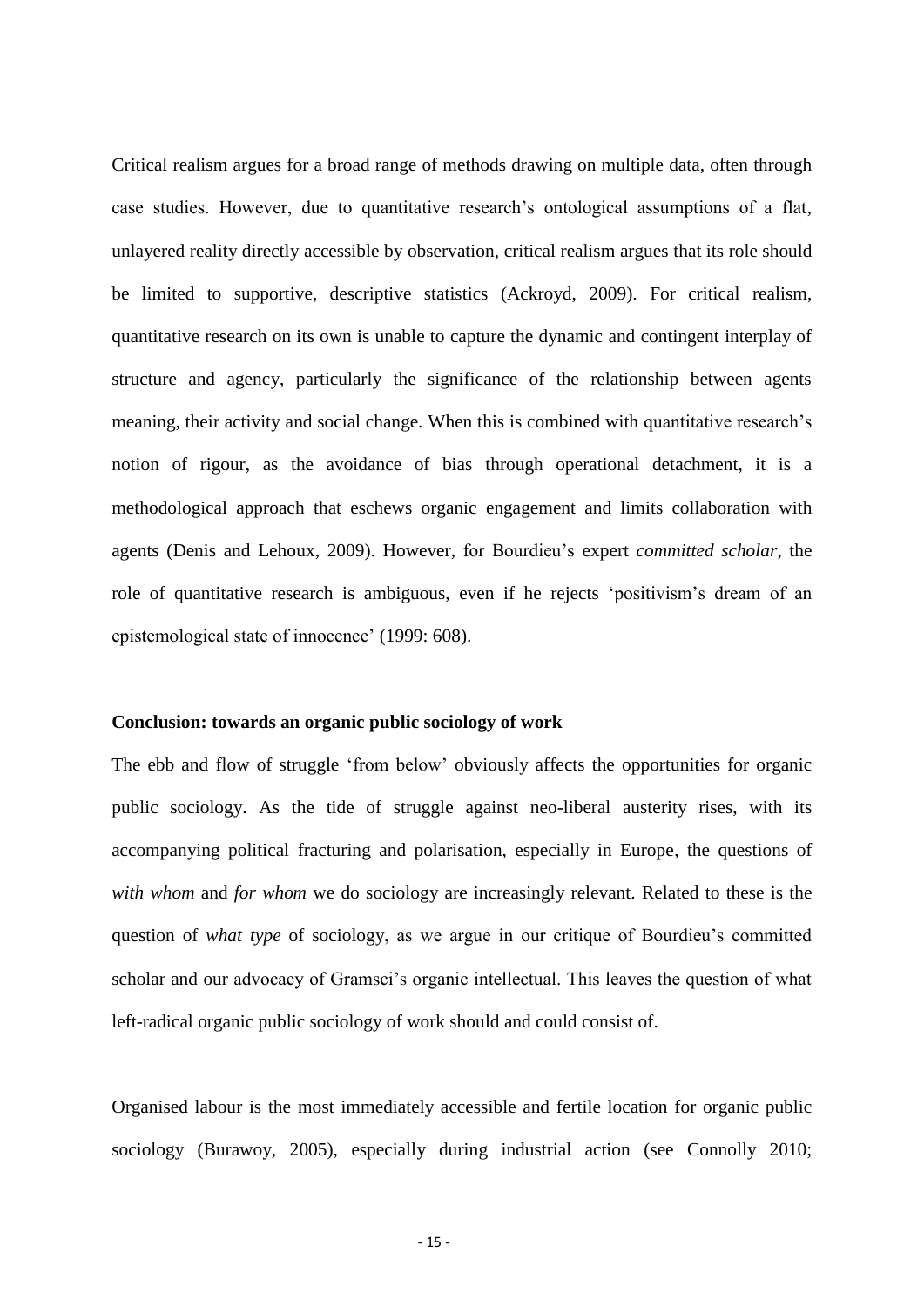Critical realism argues for a broad range of methods drawing on multiple data, often through case studies. However, due to quantitative research's ontological assumptions of a flat, unlayered reality directly accessible by observation, critical realism argues that its role should be limited to supportive, descriptive statistics (Ackroyd, 2009). For critical realism, quantitative research on its own is unable to capture the dynamic and contingent interplay of structure and agency, particularly the significance of the relationship between agents meaning, their activity and social change. When this is combined with quantitative research's notion of rigour, as the avoidance of bias through operational detachment, it is a methodological approach that eschews organic engagement and limits collaboration with agents (Denis and Lehoux, 2009). However, for Bourdieu's expert *committed scholar*, the role of quantitative research is ambiguous, even if he rejects 'positivism's dream of an epistemological state of innocence' (1999: 608).

**Conclusion: towards an organic public sociology of work**

The ebb and flow of struggle 'from below' obviously affects the opportunities for organic public sociology. As the tide of struggle against neo-liberal austerity rises, with its accompanying political fracturing and polarisation, especially in Europe, the questions of *with whom* and *for whom* we do sociology are increasingly relevant. Related to these is the question of *what type* of sociology, as we argue in our critique of Bourdieu's committed scholar and our advocacy of Gramsci's organic intellectual. This leaves the question of what left-radical organic public sociology of work should and could consist of.

Organised labour is the most immediately accessible and fertile location for organic public sociology (Burawoy, 2005), especially during industrial action (see Connolly 2010;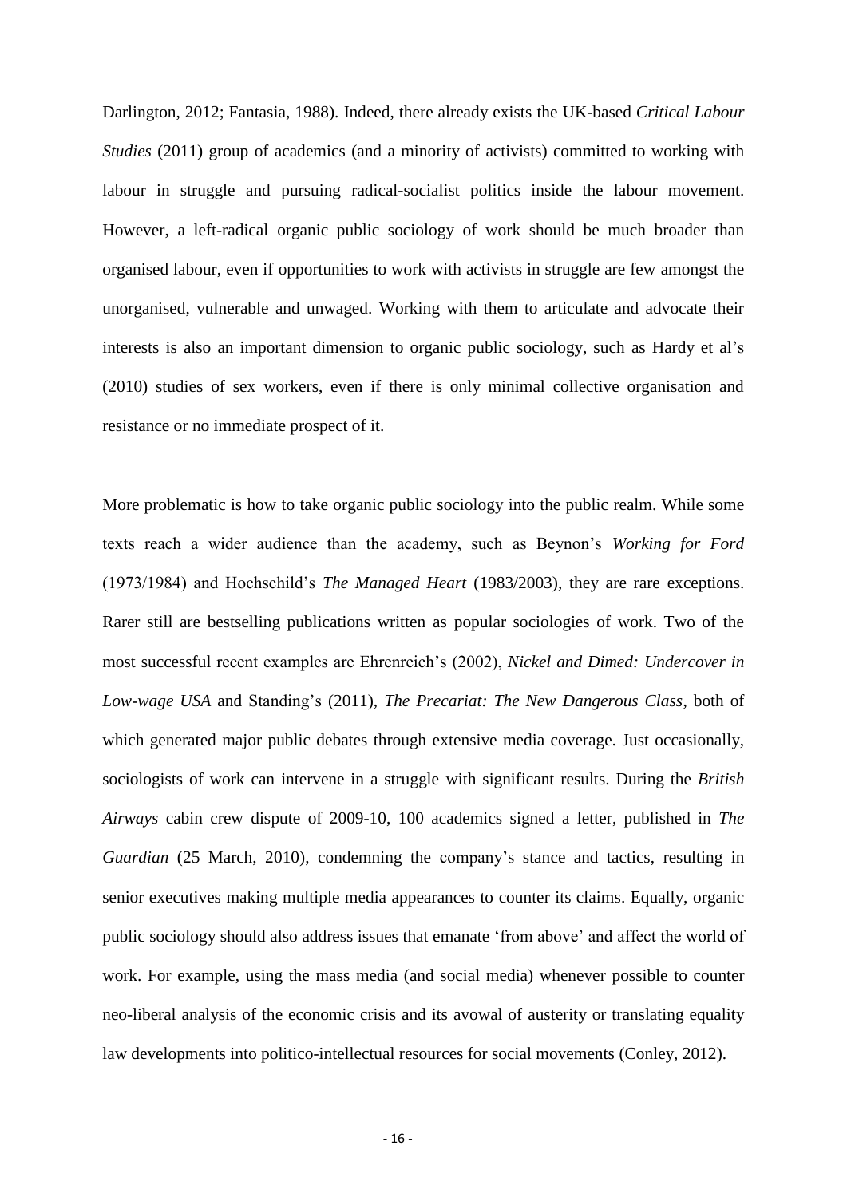Darlington, 2012; Fantasia, 1988). Indeed, there already exists the UK-based *Critical Labour Studies* (2011) group of academics (and a minority of activists) committed to working with labour in struggle and pursuing radical-socialist politics inside the labour movement. However, a left-radical organic public sociology of work should be much broader than organised labour, even if opportunities to work with activists in struggle are few amongst the unorganised, vulnerable and unwaged. Working with them to articulate and advocate their interests is also an important dimension to organic public sociology, such as Hardy et al's (2010) studies of sex workers, even if there is only minimal collective organisation and resistance or no immediate prospect of it.

More problematic is how to take organic public sociology into the public realm. While some texts reach a wider audience than the academy, such as Beynon's *Working for Ford* (1973/1984) and Hochschild's *The Managed Heart* (1983/2003), they are rare exceptions. Rarer still are bestselling publications written as popular sociologies of work. Two of the most successful recent examples are Ehrenreich's (2002), *Nickel and Dimed: Undercover in Low-wage USA* and Standing's (2011), *The Precariat: The New Dangerous Class*, both of which generated major public debates through extensive media coverage. Just occasionally, sociologists of work can intervene in a struggle with significant results. During the *British Airways* cabin crew dispute of 2009-10, 100 academics signed a letter, published in *The Guardian* (25 March, 2010), condemning the company's stance and tactics, resulting in senior executives making multiple media appearances to counter its claims. Equally, organic public sociology should also address issues that emanate 'from above' and affect the world of work. For example, using the mass media (and social media) whenever possible to counter neo-liberal analysis of the economic crisis and its avowal of austerity or translating equality law developments into politico-intellectual resources for social movements (Conley, 2012).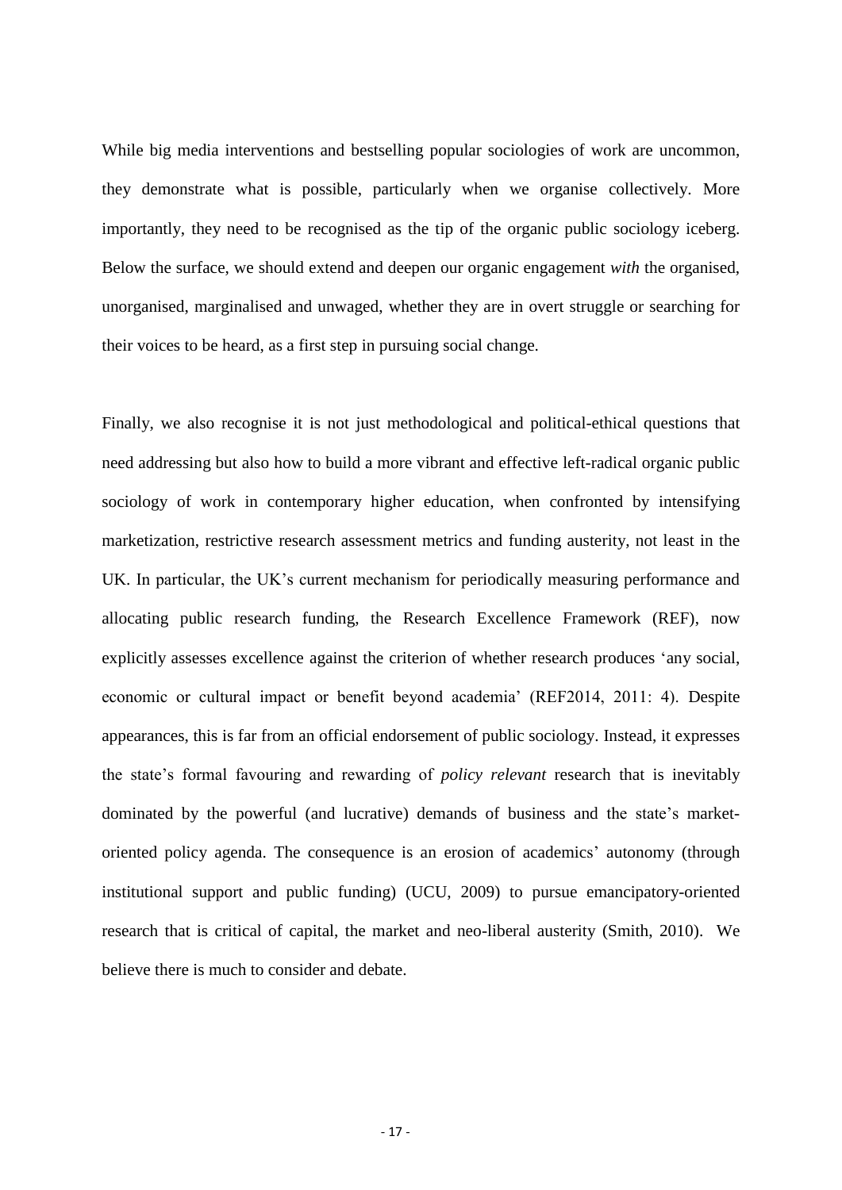While big media interventions and bestselling popular sociologies of work are uncommon, they demonstrate what is possible, particularly when we organise collectively. More importantly, they need to be recognised as the tip of the organic public sociology iceberg. Below the surface, we should extend and deepen our organic engagement *with* the organised, unorganised, marginalised and unwaged, whether they are in overt struggle or searching for their voices to be heard, as a first step in pursuing social change.

Finally, we also recognise it is not just methodological and political-ethical questions that need addressing but also how to build a more vibrant and effective left-radical organic public sociology of work in contemporary higher education, when confronted by intensifying marketization, restrictive research assessment metrics and funding austerity, not least in the UK. In particular, the UK's current mechanism for periodically measuring performance and allocating public research funding, the Research Excellence Framework (REF), now explicitly assesses excellence against the criterion of whether research produces 'any social, economic or cultural impact or benefit beyond academia' (REF2014, 2011: 4). Despite appearances, this is far from an official endorsement of public sociology. Instead, it expresses the state's formal favouring and rewarding of *policy relevant* research that is inevitably dominated by the powerful (and lucrative) demands of business and the state's market-oriented policy agenda. The consequence is an erosion of academics' autonomy (through institutional support and public funding) (UCU, 2009) to pursue emancipatory-oriented research that is critical of capital, the market and neo-liberal austerity (Smith, 2010). We believe there is much to consider and debate.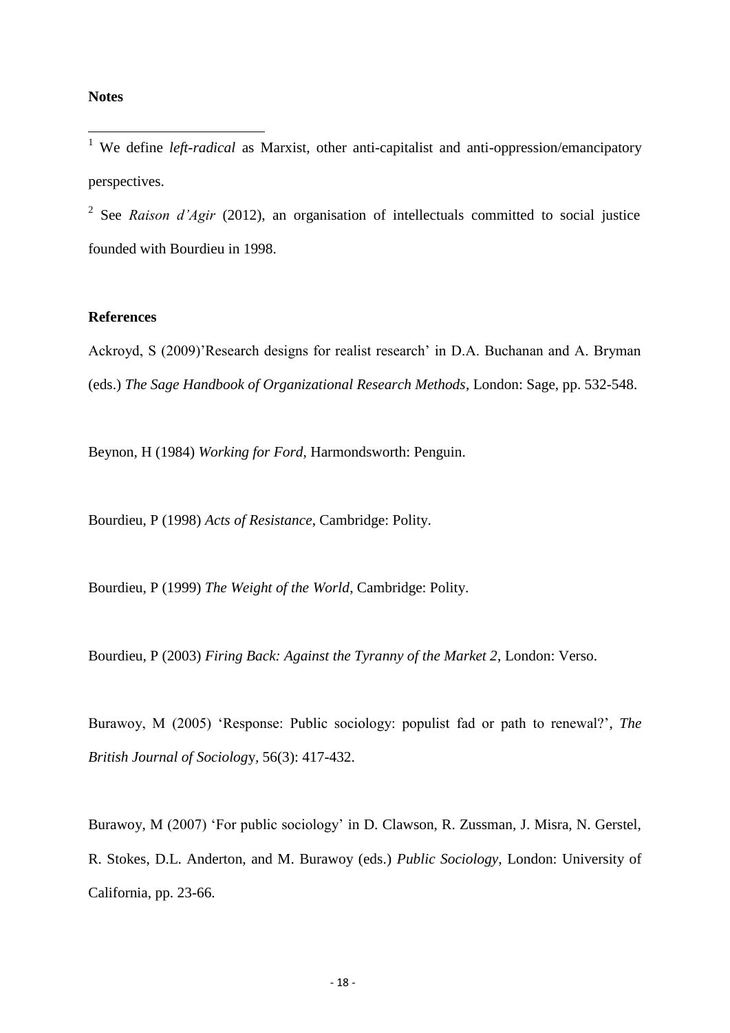**Notes**

[1] We define *left-radical* as Marxist, other anti-capitalist and anti-oppression/emancipatory perspectives.

[2] See *Raison d'Agir* (2012), an organisation of intellectuals committed to social justice founded with Bourdieu in 1998.

**References**

Ackroyd, S (2009)'Research designs for realist research' in D.A. Buchanan and A. Bryman (eds.) *The Sage Handbook of Organizational Research Methods*, London: Sage, pp. 532-548.

Beynon, H (1984) *Working for Ford,* Harmondsworth: Penguin.

Bourdieu, P (1998) *Acts of Resistance*, Cambridge: Polity.

Bourdieu, P (1999) *The Weight of the World*, Cambridge: Polity.

Bourdieu, P (2003) *Firing Back: Against the Tyranny of the Market 2,* London: Verso.

Burawoy, M (2005) 'Response: Public sociology: populist fad or path to renewal?', *The British Journal of Sociology*, 56(3): 417-432.

Burawoy, M (2007) 'For public sociology' in D. Clawson, R. Zussman, J. Misra, N. Gerstel, R. Stokes, D.L. Anderton, and M. Burawoy (eds.) *Public Sociology*, London: University of California, pp. 23-66.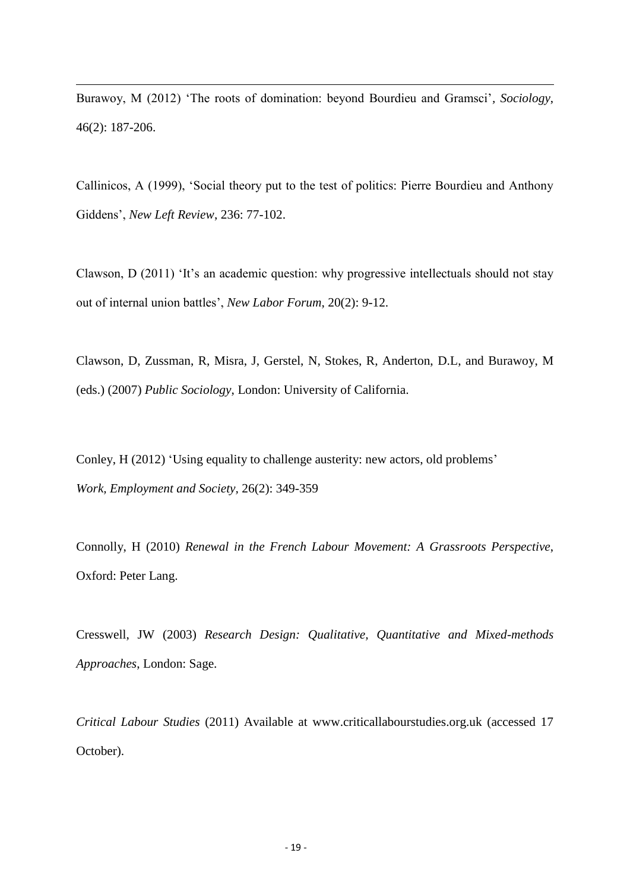Burawoy, M (2012) 'The roots of domination: beyond Bourdieu and Gramsci', *Sociology*, 46(2): 187-206.

Callinicos, A (1999), 'Social theory put to the test of politics: Pierre Bourdieu and Anthony Giddens', *New Left Review*, 236: 77-102.

Clawson, D (2011) 'It's an academic question: why progressive intellectuals should not stay out of internal union battles', *New Labor Forum*, 20(2): 9-12.

Clawson, D, Zussman, R, Misra, J, Gerstel, N, Stokes, R, Anderton, D.L, and Burawoy, M (eds.) (2007) *Public Sociology*, London: University of California.

Conley, H (2012) 'Using equality to challenge austerity: new actors, old problems' *Work, Employment and Society*, 26(2): 349-359

Connolly, H (2010) *Renewal in the French Labour Movement: A Grassroots Perspective*, Oxford: Peter Lang.

Cresswell, JW (2003) *Research Design: Qualitative, Quantitative and Mixed-methods Approaches*, London: Sage.

*Critical Labour Studies* (2011) Available at www.criticallabourstudies.org.uk (accessed 17 October).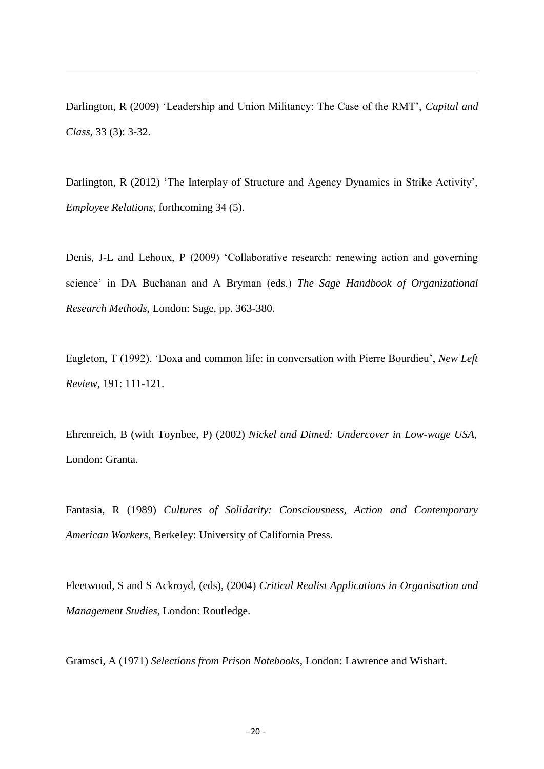Darlington, R (2009) 'Leadership and Union Militancy: The Case of the RMT', *Capital and Class*, 33 (3): 3-32.

Darlington, R (2012) 'The Interplay of Structure and Agency Dynamics in Strike Activity', *Employee Relations*, forthcoming 34 (5).

Denis, J-L and Lehoux, P (2009) 'Collaborative research: renewing action and governing science' in DA Buchanan and A Bryman (eds.) *The Sage Handbook of Organizational Research Methods*, London: Sage, pp. 363-380.

Eagleton, T (1992), 'Doxa and common life: in conversation with Pierre Bourdieu', *New Left Review*, 191: 111-121.

Ehrenreich, B (with Toynbee, P) (2002) *Nickel and Dimed: Undercover in Low-wage USA*, London: Granta.

Fantasia, R (1989) *Cultures of Solidarity: Consciousness, Action and Contemporary American Workers*, Berkeley: University of California Press.

Fleetwood, S and S Ackroyd, (eds), (2004) *Critical Realist Applications in Organisation and Management Studies*, London: Routledge.

Gramsci, A (1971) *Selections from Prison Notebooks*, London: Lawrence and Wishart.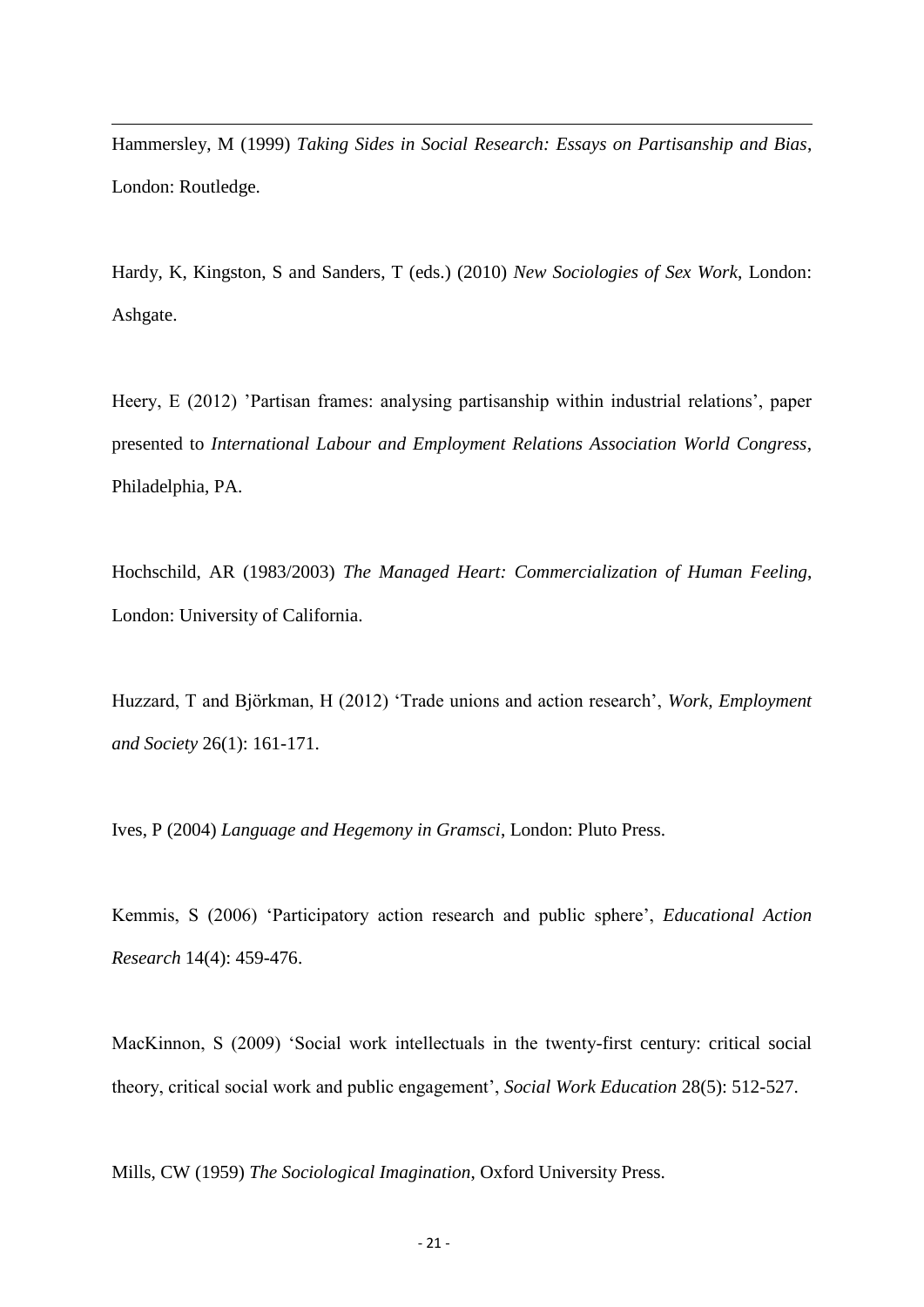Hammersley, M (1999) *Taking Sides in Social Research: Essays on Partisanship and Bias*, London: Routledge.

Hardy, K, Kingston, S and Sanders, T (eds.) (2010) *New Sociologies of Sex Work*, London: Ashgate.

Heery, E (2012) 'Partisan frames: analysing partisanship within industrial relations', paper presented to *International Labour and Employment Relations Association World Congress*, Philadelphia, PA.

Hochschild, AR (1983/2003) *The Managed Heart: Commercialization of Human Feeling*, London: University of California.

Huzzard, T and Björkman, H (2012) 'Trade unions and action research', *Work, Employment and Society* 26(1): 161-171.

Ives, P (2004) *Language and Hegemony in Gramsci*, London: Pluto Press.

Kemmis, S (2006) 'Participatory action research and public sphere', *Educational Action Research* 14(4): 459-476.

MacKinnon, S (2009) 'Social work intellectuals in the twenty-first century: critical social theory, critical social work and public engagement', *Social Work Education* 28(5): 512-527.

Mills, CW (1959) *The Sociological Imagination*, Oxford University Press.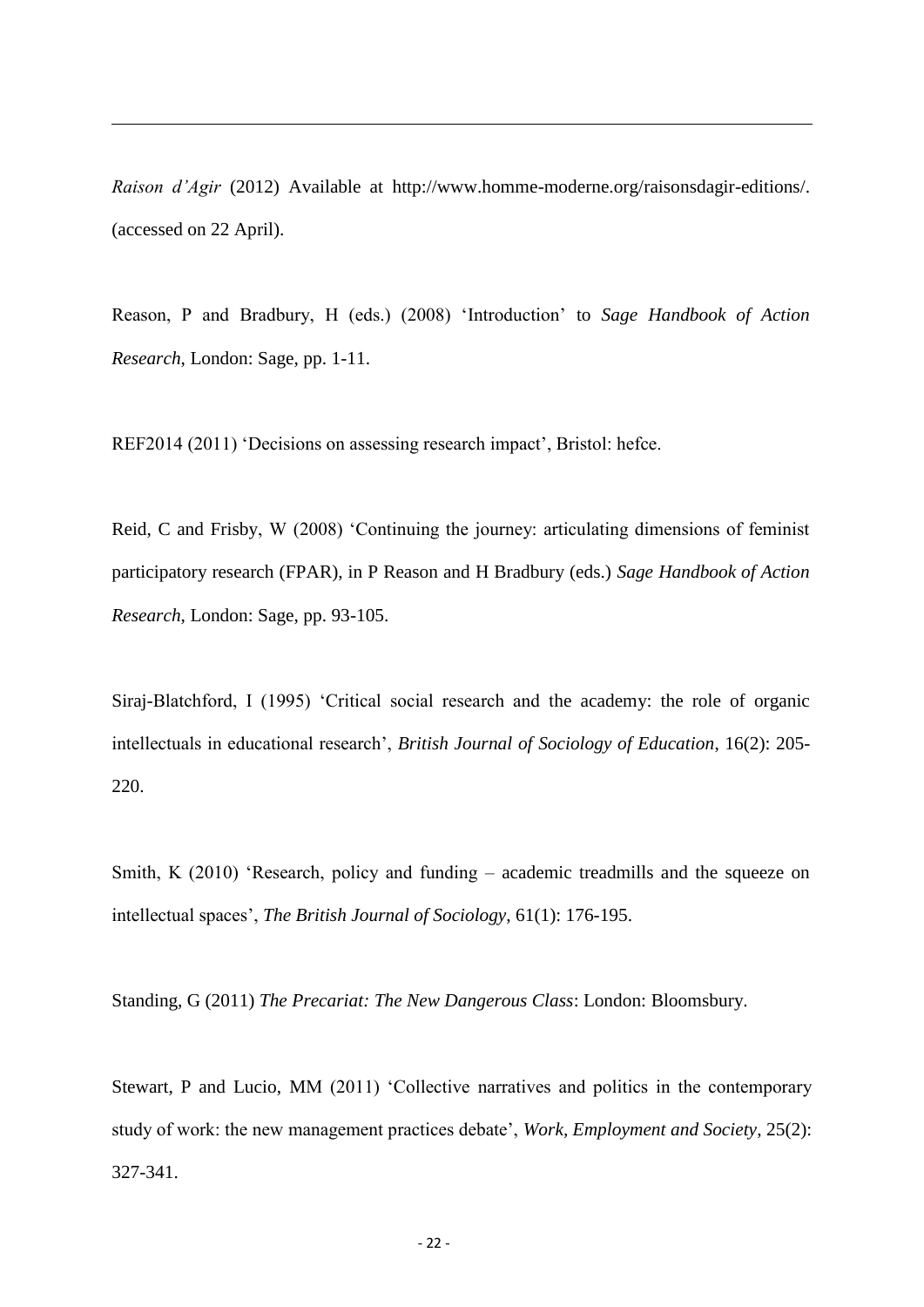*Raison d'Agir* (2012) Available at http://www.homme-moderne.org/raisonsdagir-editions/. (accessed on 22 April).

Reason, P and Bradbury, H (eds.) (2008) 'Introduction' to *Sage Handbook of Action Research*, London: Sage, pp. 1-11.

REF2014 (2011) 'Decisions on assessing research impact', Bristol: hefce.

Reid, C and Frisby, W (2008) 'Continuing the journey: articulating dimensions of feminist participatory research (FPAR), in P Reason and H Bradbury (eds.) *Sage Handbook of Action Research*, London: Sage, pp. 93-105.

Siraj-Blatchford, I (1995) 'Critical social research and the academy: the role of organic intellectuals in educational research', *British Journal of Sociology of Education*, 16(2): 205-220.

Smith, K (2010) 'Research, policy and funding – academic treadmills and the squeeze on intellectual spaces', *The British Journal of Sociology*, 61(1): 176-195.

Standing, G (2011) *The Precariat: The New Dangerous Class*: London: Bloomsbury.

Stewart, P and Lucio, MM (2011) 'Collective narratives and politics in the contemporary study of work: the new management practices debate', *Work, Employment and Society*, 25(2): 327-341.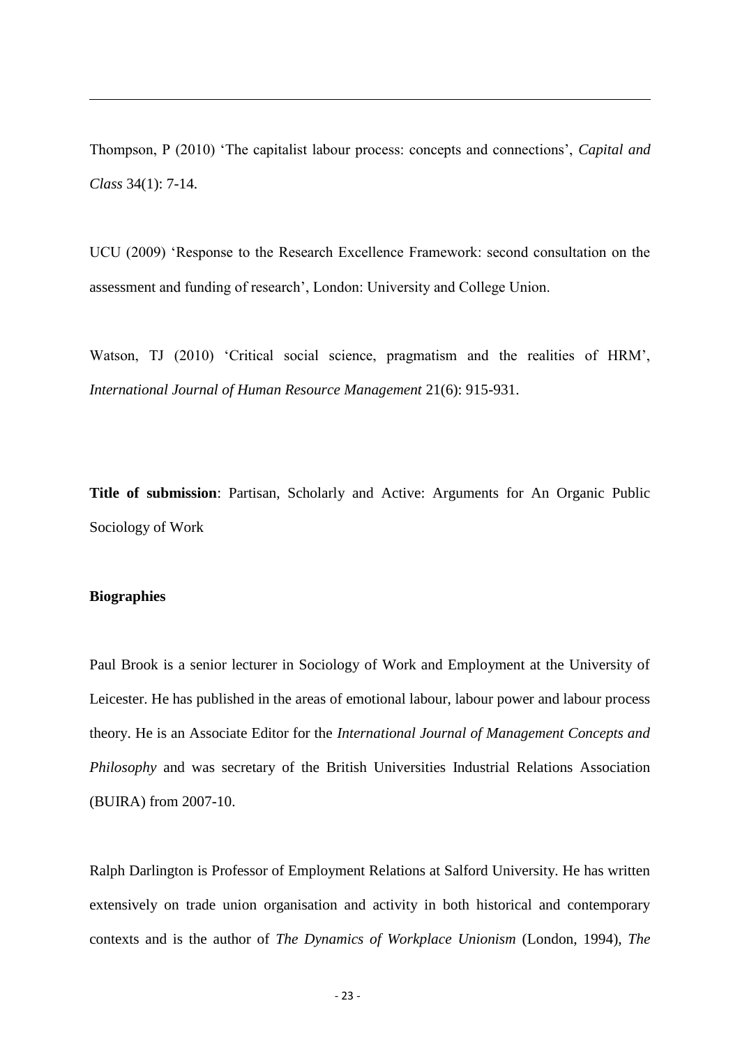Thompson, P (2010) 'The capitalist labour process: concepts and connections', *Capital and Class* 34(1): 7-14.

UCU (2009) 'Response to the Research Excellence Framework: second consultation on the assessment and funding of research', London: University and College Union.

Watson, TJ (2010) 'Critical social science, pragmatism and the realities of HRM', *International Journal of Human Resource Management* 21(6): 915-931.

**Title of submission**: Partisan, Scholarly and Active: Arguments for An Organic Public Sociology of Work

**Biographies**

Paul Brook is a senior lecturer in Sociology of Work and Employment at the University of Leicester. He has published in the areas of emotional labour, labour power and labour process theory. He is an Associate Editor for the *International Journal of Management Concepts and Philosophy* and was secretary of the British Universities Industrial Relations Association (BUIRA) from 2007-10.

Ralph Darlington is Professor of Employment Relations at Salford University. He has written extensively on trade union organisation and activity in both historical and contemporary contexts and is the author of *The Dynamics of Workplace Unionism* (London, 1994), *The*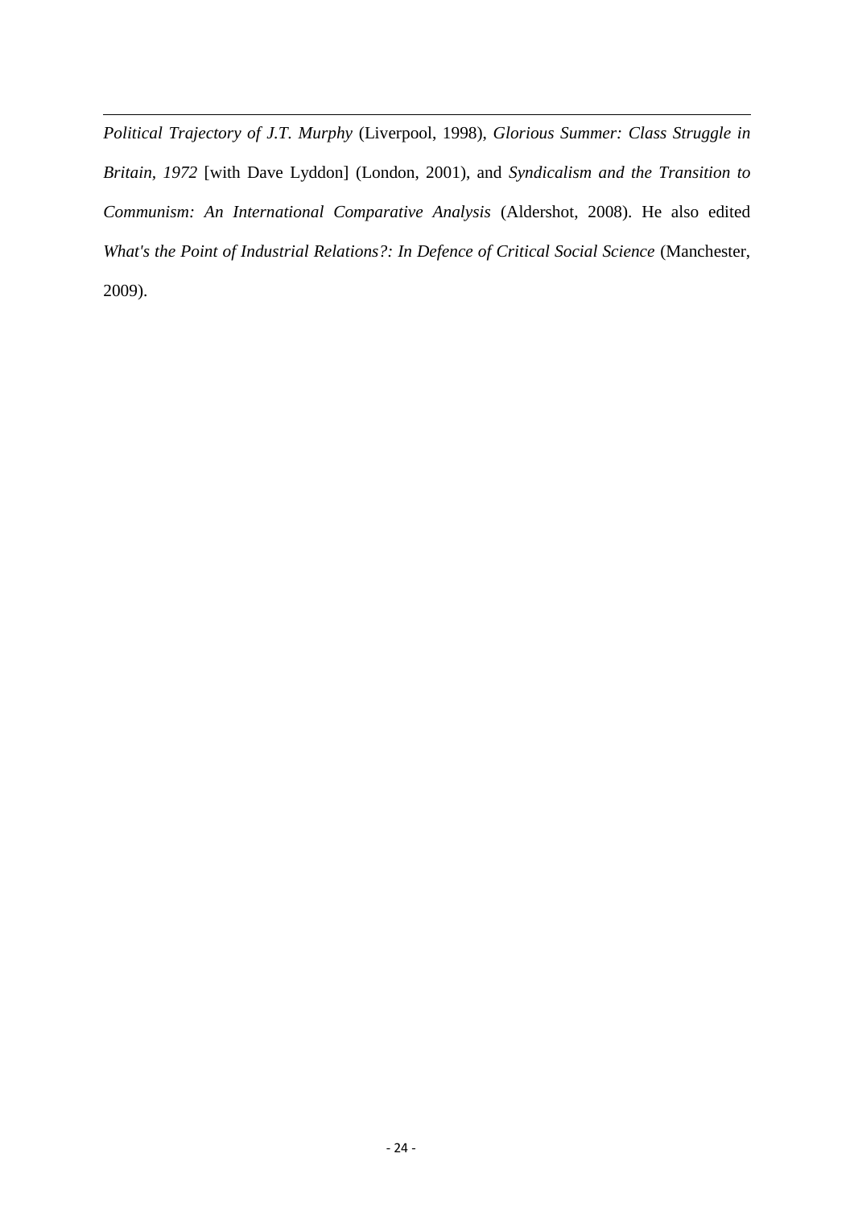*Political Trajectory of J.T. Murphy* (Liverpool, 1998), *Glorious Summer: Class Struggle in Britain, 1972* [with Dave Lyddon] (London, 2001), and *Syndicalism and the Transition to Communism: An International Comparative Analysis* (Aldershot, 2008). He also edited *What's the Point of Industrial Relations?: In Defence of Critical Social Science* (Manchester, 2009).